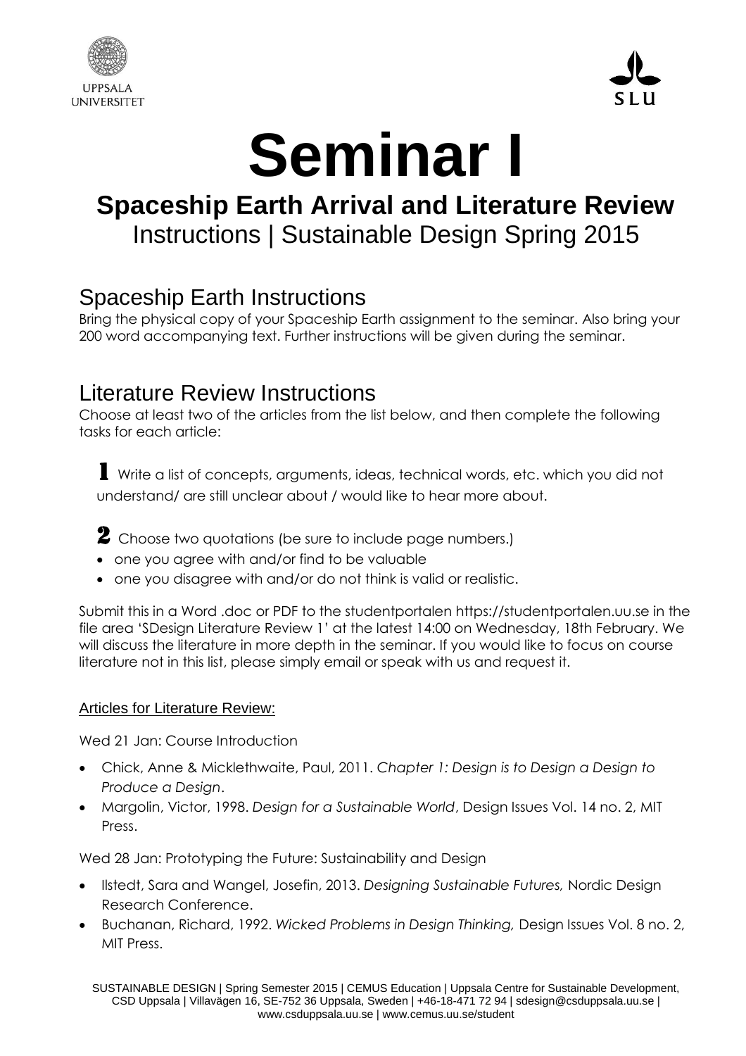UPPSALA UNIVERSITET

SLU

# Seminar I

## Spaceship Earth Arrival and Literature Review

Instructions | Sustainable Design Spring 2015

## Spaceship Earth Instructions

Bring the physical copy of your Spaceship Earth assignment to the seminar. Also bring your 200 word accompanying text. Further instructions will be given during the seminar.

## Literature Review Instructions

Choose at least two of the articles from the list below, and then complete the following tasks for each article:

**1** Write a list of concepts, arguments, ideas, technical words, etc. which you did not understand/ are still unclear about / would like to hear more about.

**2** Choose two quotations (be sure to include page numbers.)

- one you agree with and/or find to be valuable
- one you disagree with and/or do not think is valid or realistic.

Submit this in a Word .doc or PDF to the studentportalen https://studentportalen.uu.se in the file area 'SDesign Literature Review 1' at the latest 14:00 on Wednesday, 18th February. We will discuss the literature in more depth in the seminar. If you would like to focus on course literature not in this list, please simply email or speak with us and request it.

Articles for Literature Review:

Wed 21 Jan: Course Introduction

- Chick, Anne & Micklethwaite, Paul, 2011. *Chapter 1: Design is to Design a Design to Produce a Design*.
- Margolin, Victor, 1998. *Design for a Sustainable World*, Design Issues Vol. 14 no. 2, MIT Press.

Wed 28 Jan: Prototyping the Future: Sustainability and Design

- Ilstedt, Sara and Wangel, Josefin, 2013. *Designing Sustainable Futures,* Nordic Design Research Conference.
- Buchanan, Richard, 1992. *Wicked Problems in Design Thinking,* Design Issues Vol. 8 no. 2, MIT Press.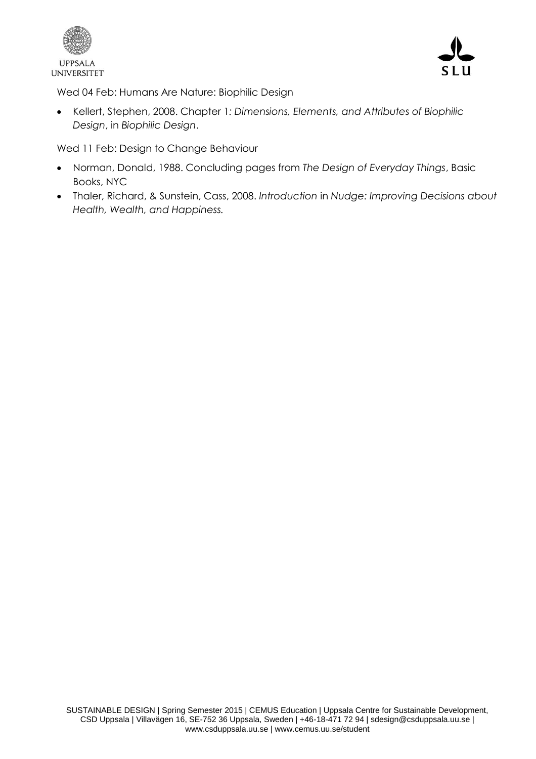Wed 04 Feb: Humans Are Nature: Biophilic Design

- Kellert, Stephen, 2008. Chapter 1: *Dimensions, Elements, and Attributes of Biophilic Design*, in *Biophilic Design*.

Wed 11 Feb: Design to Change Behaviour

- Norman, Donald, 1988. Concluding pages from *The Design of Everyday Things*, Basic Books, NYC
- Thaler, Richard, & Sunstein, Cass, 2008. *Introduction* in *Nudge: Improving Decisions about Health, Wealth, and Happiness.*